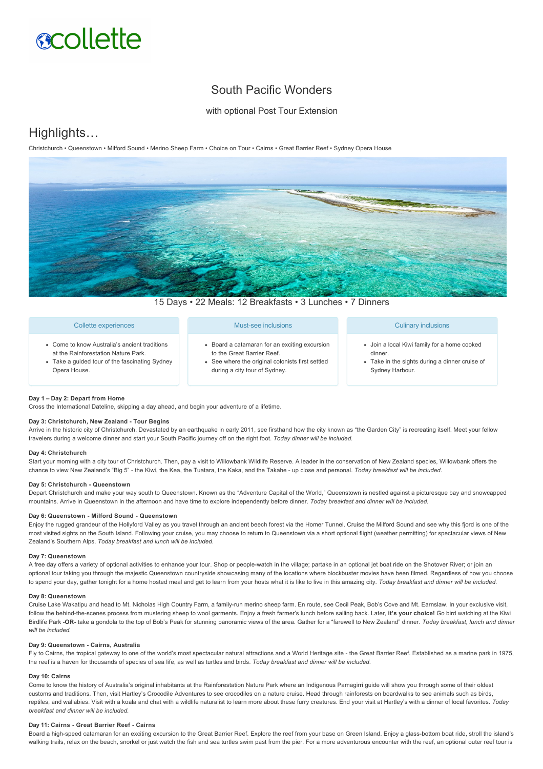collette

# South Pacific Wonders

with optional Post Tour Extension

## Highlights…

Christchurch • Queenstown • Milford Sound • Merino Sheep Farm • Choice on Tour • Cairns • Great Barrier Reef • Sydney Opera House

15 Days • 22 Meals: 12 Breakfasts • 3 Lunches • 7 Dinners

### Collette experiences

- Come to know Australia's ancient traditions at the Rainforestation Nature Park.
- Take a guided tour of the fascinating Sydney Opera House.

### Must-see inclusions

- Board a catamaran for an exciting excursion to the Great Barrier Reef.
- See where the original colonists first settled during a city tour of Sydney.

### Culinary inclusions

- Join a local Kiwi family for a home cooked dinner.
- Take in the sights during a dinner cruise of Sydney Harbour.

**Day 1 – Day 2: Depart from Home**

Cross the International Dateline, skipping a day ahead, and begin your adventure of a lifetime.

**Day 3: Christchurch, New Zealand - Tour Begins**

Arrive in the historic city of Christchurch. Devastated by an earthquake in early 2011, see firsthand how the city known as "the Garden City" is recreating itself. Meet your fellow travelers during a welcome dinner and start your South Pacific journey off on the right foot. *Today dinner will be included.*

**Day 4: Christchurch**

Start your morning with a city tour of Christchurch. Then, pay a visit to Willowbank Wildlife Reserve. A leader in the conservation of New Zealand species, Willowbank offers the chance to view New Zealand's "Big 5" - the Kiwi, the Kea, the Tuatara, the Kaka, and the Takahe - up close and personal. *Today breakfast will be included.*

**Day 5: Christchurch - Queenstown**

Depart Christchurch and make your way south to Queenstown. Known as the "Adventure Capital of the World," Queenstown is nestled against a picturesque bay and snowcapped mountains. Arrive in Queenstown in the afternoon and have time to explore independently before dinner. *Today breakfast and dinner will be included.*

**Day 6: Queenstown - Milford Sound - Queenstown**

Enjoy the rugged grandeur of the Hollyford Valley as you travel through an ancient beech forest via the Homer Tunnel. Cruise the Milford Sound and see why this fjord is one of the most visited sights on the South Island. Following your cruise, you may choose to return to Queenstown via a short optional flight (weather permitting) for spectacular views of New Zealand's Southern Alps. *Today breakfast and lunch will be included.*

**Day 7: Queenstown**

A free day offers a variety of optional activities to enhance your tour. Shop or people-watch in the village; partake in an optional jet boat ride on the Shotover River; or join an optional tour taking you through the majestic Queenstown countryside showcasing many of the locations where blockbuster movies have been filmed. Regardless of how you choose to spend your day, gather tonight for a home hosted meal and get to learn from your hosts what it is like to live in this amazing city. *Today breakfast and dinner will be included.*

**Day 8: Queenstown**

Cruise Lake Wakatipu and head to Mt. Nicholas High Country Farm, a family-run merino sheep farm. En route, see Cecil Peak, Bob's Cove and Mt. Earnslaw. In your exclusive visit, follow the behind-the-scenes process from mustering sheep to wool garments. Enjoy a fresh farmer's lunch before sailing back. Later, **it's your choice!** Go bird watching at the Kiwi Birdlife Park **-OR-** take a gondola to the top of Bob's Peak for stunning panoramic views of the area. Gather for a "farewell to New Zealand" dinner. *Today breakfast, lunch and dinner will be included.*

**Day 9: Queenstown - Cairns, Australia**

Fly to Cairns, the tropical gateway to one of the world's most spectacular natural attractions and a World Heritage site - the Great Barrier Reef. Established as a marine park in 1975, the reef is a haven for thousands of species of sea life, as well as turtles and birds. *Today breakfast and dinner will be included.*

**Day 10: Cairns**

Come to know the history of Australia's original inhabitants at the Rainforestation Nature Park where an Indigenous Pamagirri guide will show you through some of their oldest customs and traditions. Then, visit Hartley's Crocodile Adventures to see crocodiles on a nature cruise. Head through rainforests on boardwalks to see animals such as birds, reptiles, and wallabies. Visit with a koala and chat with a wildlife naturalist to learn more about these furry creatures. End your visit at Hartley's with a dinner of local favorites. *Today breakfast and dinner will be included.*

**Day 11: Cairns - Great Barrier Reef - Cairns**

Board a high-speed catamaran for an exciting excursion to the Great Barrier Reef. Explore the reef from your base on Green Island. Enjoy a glass-bottom boat ride, stroll the island's walking trails, relax on the beach, snorkel or just watch the fish and sea turtles swim past from the pier. For a more adventurous encounter with the reef, an optional outer reef tour is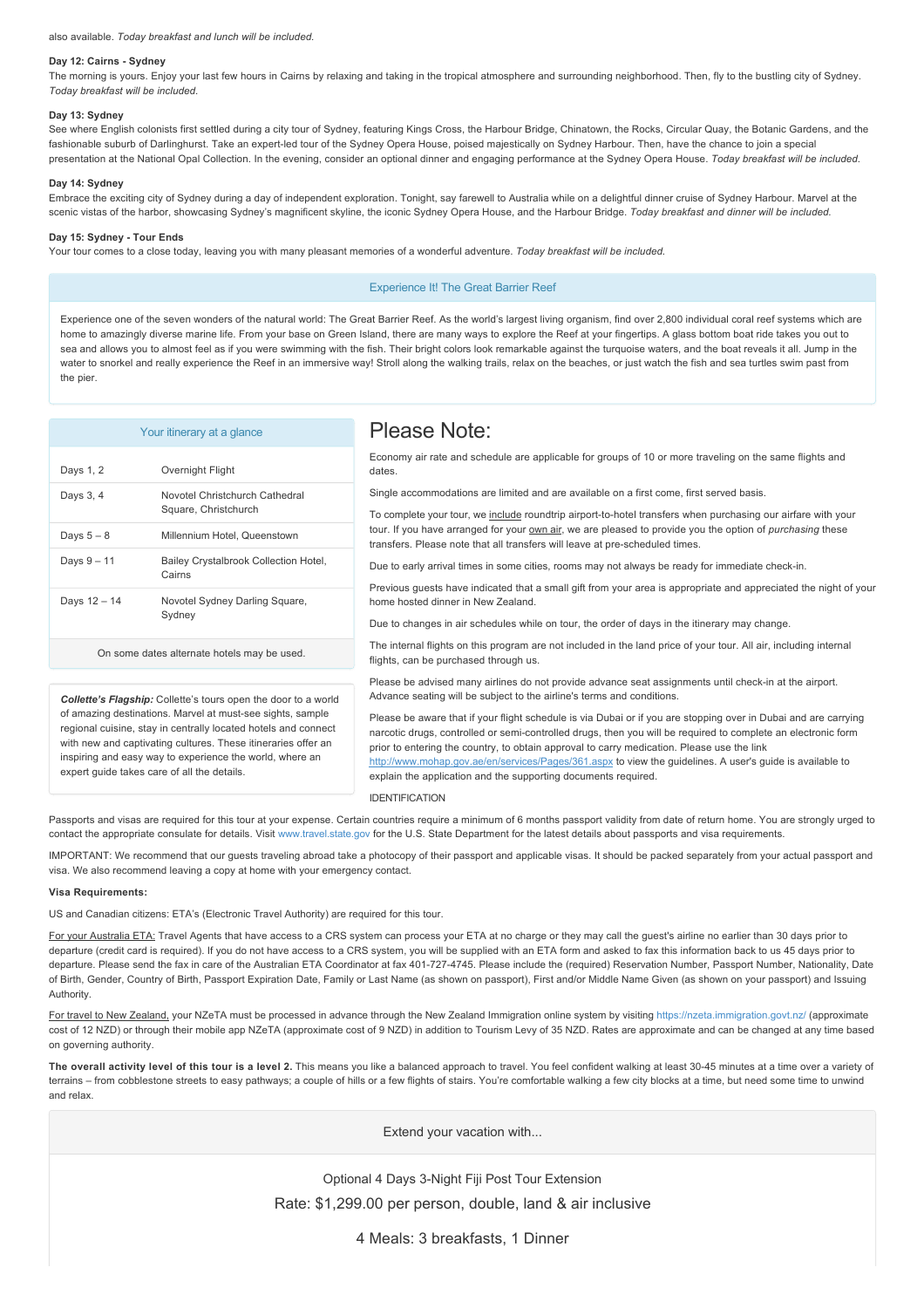also available. *Today breakfast and lunch will be included.*

**Day 12: Cairns - Sydney**

The morning is yours. Enjoy your last few hours in Cairns by relaxing and taking in the tropical atmosphere and surrounding neighborhood. Then, fly to the bustling city of Sydney. *Today breakfast will be included.*

**Day 13: Sydney**

See where English colonists first settled during a city tour of Sydney, featuring Kings Cross, the Harbour Bridge, Chinatown, the Rocks, Circular Quay, the Botanic Gardens, and the fashionable suburb of Darlinghurst. Take an expert-led tour of the Sydney Opera House, poised majestically on Sydney Harbour. Then, have the chance to join a special presentation at the National Opal Collection. In the evening, consider an optional dinner and engaging performance at the Sydney Opera House. *Today breakfast will be included.*

**Day 14: Sydney**

Embrace the exciting city of Sydney during a day of independent exploration. Tonight, say farewell to Australia while on a delightful dinner cruise of Sydney Harbour. Marvel at the scenic vistas of the harbor, showcasing Sydney's magnificent skyline, the iconic Sydney Opera House, and the Harbour Bridge. *Today breakfast and dinner will be included.*

**Day 15: Sydney - Tour Ends**

Your tour comes to a close today, leaving you with many pleasant memories of a wonderful adventure. *Today breakfast will be included.*

### Experience It! The Great Barrier Reef

Experience one of the seven wonders of the natural world: The Great Barrier Reef. As the world's largest living organism, find over 2,800 individual coral reef systems which are home to amazingly diverse marine life. From your base on Green Island, there are many ways to explore the Reef at your fingertips. A glass bottom boat ride takes you out to sea and allows you to almost feel as if you were swimming with the fish. Their bright colors look remarkable against the turquoise waters, and the boat reveals it all. Jump in the water to snorkel and really experience the Reef in an immersive way! Stroll along the walking trails, relax on the beaches, or just watch the fish and sea turtles swim past from the pier.

### Your itinerary at a glance

| Days | Hotel |
|---|---|
| Days 1, 2 | Overnight Flight |
| Days 3, 4 | Novotel Christchurch Cathedral Square, Christchurch |
| Days 5 – 8 | Millennium Hotel, Queenstown |
| Days 9 – 11 | Bailey Crystalbrook Collection Hotel, Cairns |
| Days 12 – 14 | Novotel Sydney Darling Square, Sydney |

On some dates alternate hotels may be used.

***Collette's Flagship:*** Collette's tours open the door to a world of amazing destinations. Marvel at must-see sights, sample regional cuisine, stay in centrally located hotels and connect with new and captivating cultures. These itineraries offer an inspiring and easy way to experience the world, where an expert guide takes care of all the details.

## Please Note:

Economy air rate and schedule are applicable for groups of 10 or more traveling on the same flights and dates.

Single accommodations are limited and are available on a first come, first served basis.

To complete your tour, we include roundtrip airport-to-hotel transfers when purchasing our airfare with your tour. If you have arranged for your own air, we are pleased to provide you the option of *purchasing* these transfers. Please note that all transfers will leave at pre-scheduled times.

Due to early arrival times in some cities, rooms may not always be ready for immediate check-in.

Previous guests have indicated that a small gift from your area is appropriate and appreciated the night of your home hosted dinner in New Zealand.

Due to changes in air schedules while on tour, the order of days in the itinerary may change.

The internal flights on this program are not included in the land price of your tour. All air, including internal flights, can be purchased through us.

Please be advised many airlines do not provide advance seat assignments until check-in at the airport. Advance seating will be subject to the airline's terms and conditions.

Please be aware that if your flight schedule is via Dubai or if you are stopping over in Dubai and are carrying narcotic drugs, controlled or semi-controlled drugs, then you will be required to complete an electronic form prior to entering the country, to obtain approval to carry medication. Please use the link http://www.mohap.gov.ae/en/services/Pages/361.aspx to view the guidelines. A user's guide is available to explain the application and the supporting documents required.

IDENTIFICATION

Passports and visas are required for this tour at your expense. Certain countries require a minimum of 6 months passport validity from date of return home. You are strongly urged to contact the appropriate consulate for details. Visit www.travel.state.gov for the U.S. State Department for the latest details about passports and visa requirements.

IMPORTANT: We recommend that our guests traveling abroad take a photocopy of their passport and applicable visas. It should be packed separately from your actual passport and visa. We also recommend leaving a copy at home with your emergency contact.

**Visa Requirements:**

US and Canadian citizens: ETA's (Electronic Travel Authority) are required for this tour.

For your Australia ETA: Travel Agents that have access to a CRS system can process your ETA at no charge or they may call the guest's airline no earlier than 30 days prior to departure (credit card is required). If you do not have access to a CRS system, you will be supplied with an ETA form and asked to fax this information back to us 45 days prior to departure. Please send the fax in care of the Australian ETA Coordinator at fax 401-727-4745. Please include the (required) Reservation Number, Passport Number, Nationality, Date of Birth, Gender, Country of Birth, Passport Expiration Date, Family or Last Name (as shown on passport), First and/or Middle Name Given (as shown on your passport) and Issuing Authority.

For travel to New Zealand, your NZeTA must be processed in advance through the New Zealand Immigration online system by visiting https://nzeta.immigration.govt.nz/ (approximate cost of 12 NZD) or through their mobile app NZeTA (approximate cost of 9 NZD) in addition to Tourism Levy of 35 NZD. Rates are approximate and can be changed at any time based on governing authority.

**The overall activity level of this tour is a level 2.** This means you like a balanced approach to travel. You feel confident walking at least 30-45 minutes at a time over a variety of terrains – from cobblestone streets to easy pathways; a couple of hills or a few flights of stairs. You're comfortable walking a few city blocks at a time, but need some time to unwind and relax.

### Extend your vacation with...

Optional 4 Days 3-Night Fiji Post Tour Extension

Rate: $1,299.00 per person, double, land & air inclusive

4 Meals: 3 breakfasts, 1 Dinner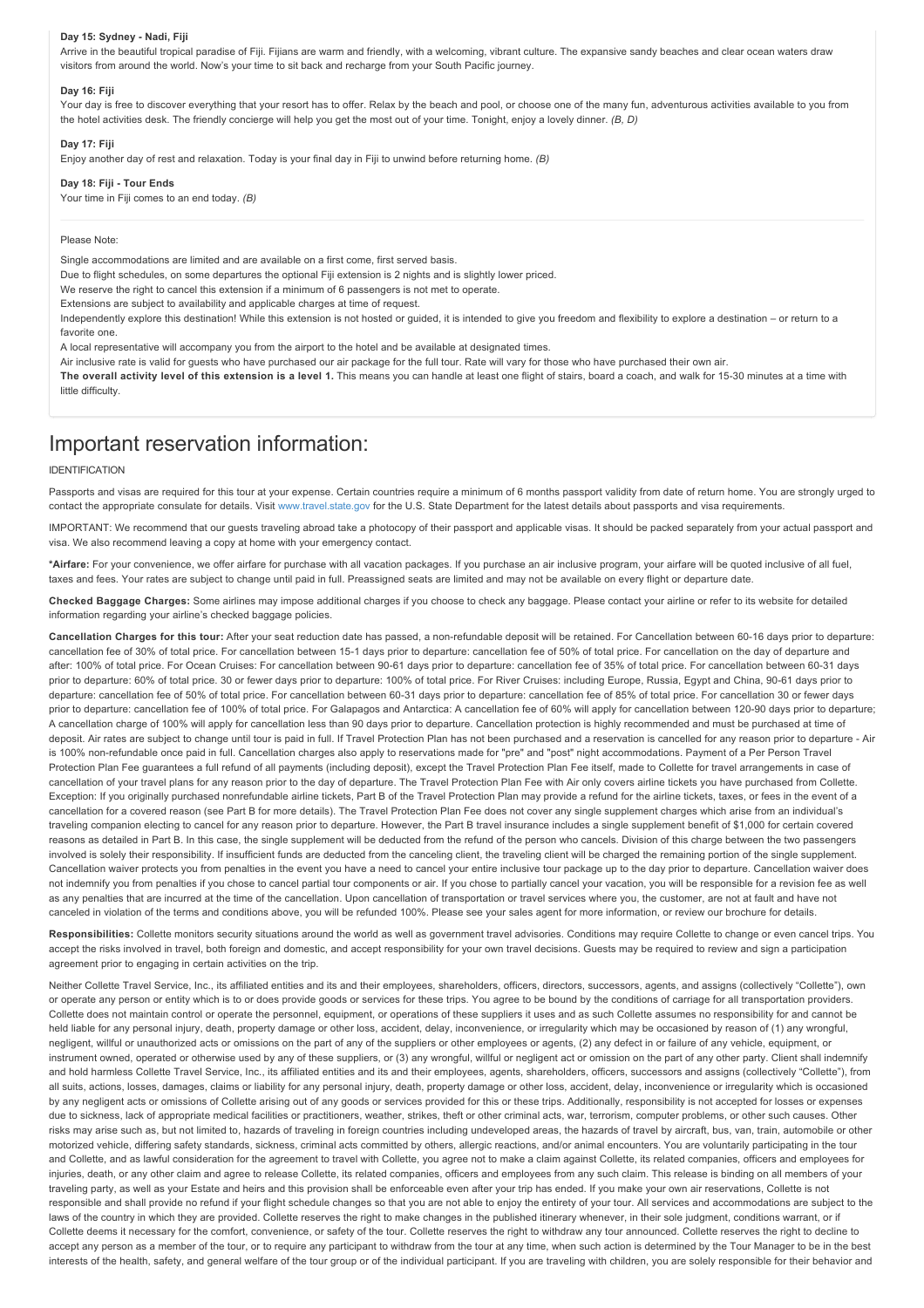**Day 15: Sydney - Nadi, Fiji**

Arrive in the beautiful tropical paradise of Fiji. Fijians are warm and friendly, with a welcoming, vibrant culture. The expansive sandy beaches and clear ocean waters draw visitors from around the world. Now's your time to sit back and recharge from your South Pacific journey.

**Day 16: Fiji**

Your day is free to discover everything that your resort has to offer. Relax by the beach and pool, or choose one of the many fun, adventurous activities available to you from the hotel activities desk. The friendly concierge will help you get the most out of your time. Tonight, enjoy a lovely dinner. *(B, D)*

**Day 17: Fiji**

Enjoy another day of rest and relaxation. Today is your final day in Fiji to unwind before returning home. *(B)*

**Day 18: Fiji - Tour Ends**

Your time in Fiji comes to an end today. *(B)*

Please Note:

Single accommodations are limited and are available on a first come, first served basis.

Due to flight schedules, on some departures the optional Fiji extension is 2 nights and is slightly lower priced.

We reserve the right to cancel this extension if a minimum of 6 passengers is not met to operate.

Extensions are subject to availability and applicable charges at time of request.

Independently explore this destination! While this extension is not hosted or guided, it is intended to give you freedom and flexibility to explore a destination – or return to a favorite one.

A local representative will accompany you from the airport to the hotel and be available at designated times.

Air inclusive rate is valid for guests who have purchased our air package for the full tour. Rate will vary for those who have purchased their own air.

**The overall activity level of this extension is a level 1.** This means you can handle at least one flight of stairs, board a coach, and walk for 15-30 minutes at a time with little difficulty.

# Important reservation information:

IDENTIFICATION

Passports and visas are required for this tour at your expense. Certain countries require a minimum of 6 months passport validity from date of return home. You are strongly urged to contact the appropriate consulate for details. Visit www.travel.state.gov for the U.S. State Department for the latest details about passports and visa requirements.

IMPORTANT: We recommend that our guests traveling abroad take a photocopy of their passport and applicable visas. It should be packed separately from your actual passport and visa. We also recommend leaving a copy at home with your emergency contact.

**\*Airfare:** For your convenience, we offer airfare for purchase with all vacation packages. If you purchase an air inclusive program, your airfare will be quoted inclusive of all fuel, taxes and fees. Your rates are subject to change until paid in full. Preassigned seats are limited and may not be available on every flight or departure date.

**Checked Baggage Charges:** Some airlines may impose additional charges if you choose to check any baggage. Please contact your airline or refer to its website for detailed information regarding your airline's checked baggage policies.

**Cancellation Charges for this tour:** After your seat reduction date has passed, a non-refundable deposit will be retained. For Cancellation between 60-16 days prior to departure: cancellation fee of 30% of total price. For cancellation between 15-1 days prior to departure: cancellation fee of 50% of total price. For cancellation on the day of departure and after: 100% of total price. For Ocean Cruises: For cancellation between 90-61 days prior to departure: cancellation fee of 35% of total price. For cancellation between 60-31 days prior to departure: 60% of total price. 30 or fewer days prior to departure: 100% of total price. For River Cruises: including Europe, Russia, Egypt and China, 90-61 days prior to departure: cancellation fee of 50% of total price. For cancellation between 60-31 days prior to departure: cancellation fee of 85% of total price. For cancellation 30 or fewer days prior to departure: cancellation fee of 100% of total price. For Galapagos and Antarctica: A cancellation fee of 60% will apply for cancellation between 120-90 days prior to departure; A cancellation charge of 100% will apply for cancellation less than 90 days prior to departure. Cancellation protection is highly recommended and must be purchased at time of deposit. Air rates are subject to change until tour is paid in full. If Travel Protection Plan has not been purchased and a reservation is cancelled for any reason prior to departure - Air is 100% non-refundable once paid in full. Cancellation charges also apply to reservations made for "pre" and "post" night accommodations. Payment of a Per Person Travel Protection Plan Fee guarantees a full refund of all payments (including deposit), except the Travel Protection Plan Fee itself, made to Collette for travel arrangements in case of cancellation of your travel plans for any reason prior to the day of departure. The Travel Protection Plan Fee with Air only covers airline tickets you have purchased from Collette. Exception: If you originally purchased nonrefundable airline tickets, Part B of the Travel Protection Plan may provide a refund for the airline tickets, taxes, or fees in the event of a cancellation for a covered reason (see Part B for more details). The Travel Protection Plan Fee does not cover any single supplement charges which arise from an individual's traveling companion electing to cancel for any reason prior to departure. However, the Part B travel insurance includes a single supplement benefit of $1,000 for certain covered reasons as detailed in Part B. In this case, the single supplement will be deducted from the refund of the person who cancels. Division of this charge between the two passengers involved is solely their responsibility. If insufficient funds are deducted from the canceling client, the traveling client will be charged the remaining portion of the single supplement. Cancellation waiver protects you from penalties in the event you have a need to cancel your entire inclusive tour package up to the day prior to departure. Cancellation waiver does not indemnify you from penalties if you chose to cancel partial tour components or air. If you chose to partially cancel your vacation, you will be responsible for a revision fee as well as any penalties that are incurred at the time of the cancellation. Upon cancellation of transportation or travel services where you, the customer, are not at fault and have not canceled in violation of the terms and conditions above, you will be refunded 100%. Please see your sales agent for more information, or review our brochure for details.

**Responsibilities:** Collette monitors security situations around the world as well as government travel advisories. Conditions may require Collette to change or even cancel trips. You accept the risks involved in travel, both foreign and domestic, and accept responsibility for your own travel decisions. Guests may be required to review and sign a participation agreement prior to engaging in certain activities on the trip.

Neither Collette Travel Service, Inc., its affiliated entities and its and their employees, shareholders, officers, directors, successors, agents, and assigns (collectively "Collette"), own or operate any person or entity which is to or does provide goods or services for these trips. You agree to be bound by the conditions of carriage for all transportation providers. Collette does not maintain control or operate the personnel, equipment, or operations of these suppliers it uses and as such Collette assumes no responsibility for and cannot be held liable for any personal injury, death, property damage or other loss, accident, delay, inconvenience, or irregularity which may be occasioned by reason of (1) any wrongful, negligent, willful or unauthorized acts or omissions on the part of any of the suppliers or other employees or agents, (2) any defect in or failure of any vehicle, equipment, or instrument owned, operated or otherwise used by any of these suppliers, or (3) any wrongful, willful or negligent act or omission on the part of any other party. Client shall indemnify and hold harmless Collette Travel Service, Inc., its affiliated entities and its and their employees, agents, shareholders, officers, successors and assigns (collectively "Collette"), from all suits, actions, losses, damages, claims or liability for any personal injury, death, property damage or other loss, accident, delay, inconvenience or irregularity which is occasioned by any negligent acts or omissions of Collette arising out of any goods or services provided for this or these trips. Additionally, responsibility is not accepted for losses or expenses due to sickness, lack of appropriate medical facilities or practitioners, weather, strikes, theft or other criminal acts, war, terrorism, computer problems, or other such causes. Other risks may arise such as, but not limited to, hazards of traveling in foreign countries including undeveloped areas, the hazards of travel by aircraft, bus, van, train, automobile or other motorized vehicle, differing safety standards, sickness, criminal acts committed by others, allergic reactions, and/or animal encounters. You are voluntarily participating in the tour and Collette, and as lawful consideration for the agreement to travel with Collette, you agree not to make a claim against Collette, its related companies, officers and employees for injuries, death, or any other claim and agree to release Collette, its related companies, officers and employees from any such claim. This release is binding on all members of your traveling party, as well as your Estate and heirs and this provision shall be enforceable even after your trip has ended. If you make your own air reservations, Collette is not responsible and shall provide no refund if your flight schedule changes so that you are not able to enjoy the entirety of your tour. All services and accommodations are subject to the laws of the country in which they are provided. Collette reserves the right to make changes in the published itinerary whenever, in their sole judgment, conditions warrant, or if Collette deems it necessary for the comfort, convenience, or safety of the tour. Collette reserves the right to withdraw any tour announced. Collette reserves the right to decline to accept any person as a member of the tour, or to require any participant to withdraw from the tour at any time, when such action is determined by the Tour Manager to be in the best interests of the health, safety, and general welfare of the tour group or of the individual participant. If you are traveling with children, you are solely responsible for their behavior and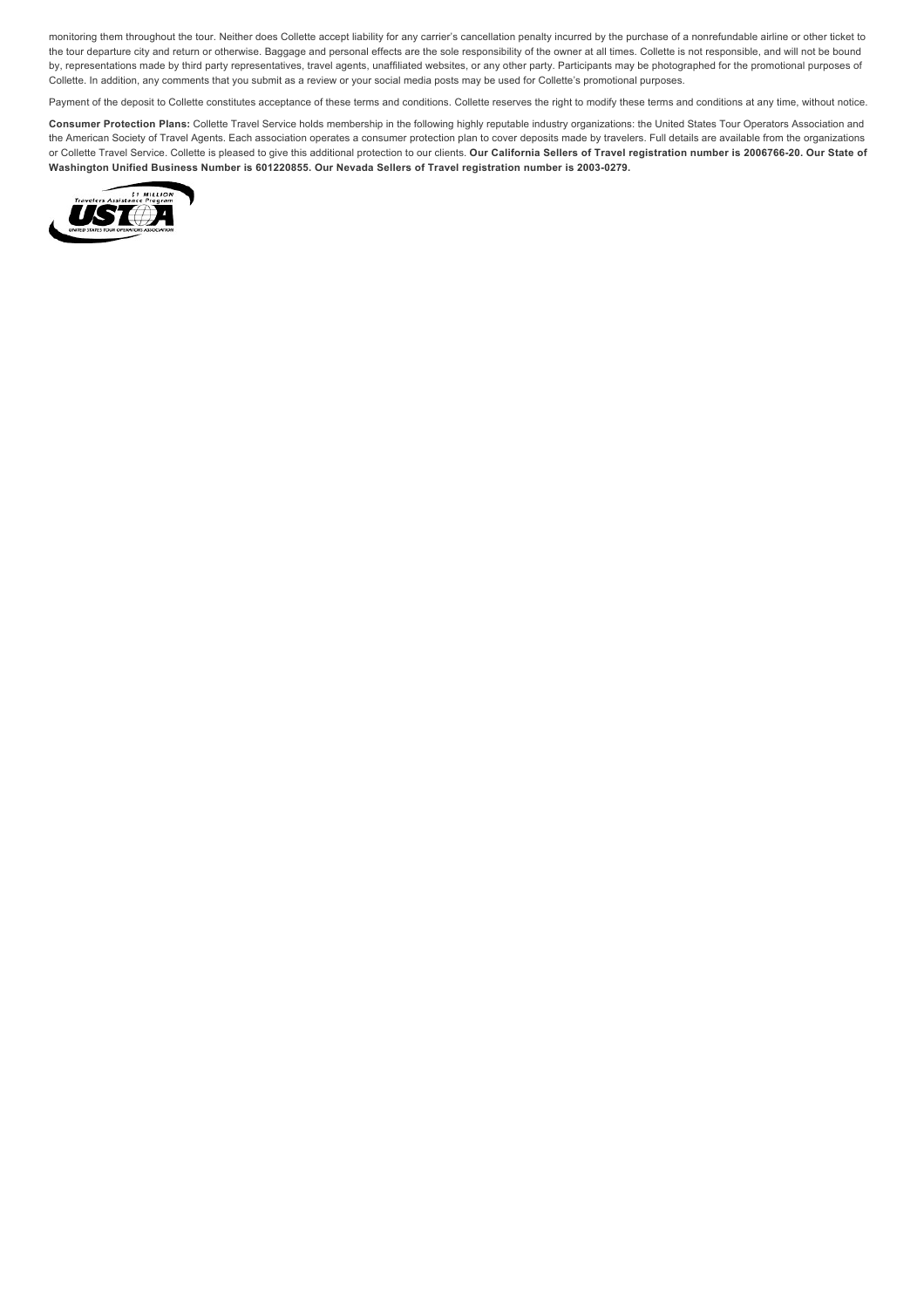monitoring them throughout the tour. Neither does Collette accept liability for any carrier's cancellation penalty incurred by the purchase of a nonrefundable airline or other ticket to the tour departure city and return or otherwise. Baggage and personal effects are the sole responsibility of the owner at all times. Collette is not responsible, and will not be bound by, representations made by third party representatives, travel agents, unaffiliated websites, or any other party. Participants may be photographed for the promotional purposes of Collette. In addition, any comments that you submit as a review or your social media posts may be used for Collette's promotional purposes.

Payment of the deposit to Collette constitutes acceptance of these terms and conditions. Collette reserves the right to modify these terms and conditions at any time, without notice.

**Consumer Protection Plans:** Collette Travel Service holds membership in the following highly reputable industry organizations: the United States Tour Operators Association and the American Society of Travel Agents. Each association operates a consumer protection plan to cover deposits made by travelers. Full details are available from the organizations or Collette Travel Service. Collette is pleased to give this additional protection to our clients. **Our California Sellers of Travel registration number is 2006766-20. Our State of Washington Unified Business Number is 601220855. Our Nevada Sellers of Travel registration number is 2003-0279.**

$1 MILLION Travelers Assistance Program

USTOA

UNITED STATES TOUR OPERATORS ASSOCIATION